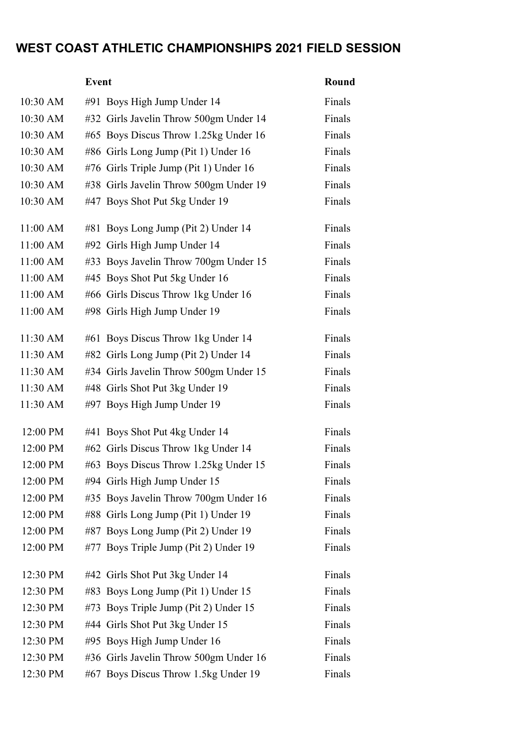# WEST COAST ATHLETIC CHAMPIONSHIPS 2021 FIELD SESSION

| | Event | Round |
|---|---|---|
| 10:30 AM | #91 Boys High Jump Under 14 | Finals |
| 10:30 AM | #32 Girls Javelin Throw 500gm Under 14 | Finals |
| 10:30 AM | #65 Boys Discus Throw 1.25kg Under 16 | Finals |
| 10:30 AM | #86 Girls Long Jump (Pit 1) Under 16 | Finals |
| 10:30 AM | #76 Girls Triple Jump (Pit 1) Under 16 | Finals |
| 10:30 AM | #38 Girls Javelin Throw 500gm Under 19 | Finals |
| 10:30 AM | #47 Boys Shot Put 5kg Under 19 | Finals |
| 11:00 AM | #81 Boys Long Jump (Pit 2) Under 14 | Finals |
| 11:00 AM | #92 Girls High Jump Under 14 | Finals |
| 11:00 AM | #33 Boys Javelin Throw 700gm Under 15 | Finals |
| 11:00 AM | #45 Boys Shot Put 5kg Under 16 | Finals |
| 11:00 AM | #66 Girls Discus Throw 1kg Under 16 | Finals |
| 11:00 AM | #98 Girls High Jump Under 19 | Finals |
| 11:30 AM | #61 Boys Discus Throw 1kg Under 14 | Finals |
| 11:30 AM | #82 Girls Long Jump (Pit 2) Under 14 | Finals |
| 11:30 AM | #34 Girls Javelin Throw 500gm Under 15 | Finals |
| 11:30 AM | #48 Girls Shot Put 3kg Under 19 | Finals |
| 11:30 AM | #97 Boys High Jump Under 19 | Finals |
| 12:00 PM | #41 Boys Shot Put 4kg Under 14 | Finals |
| 12:00 PM | #62 Girls Discus Throw 1kg Under 14 | Finals |
| 12:00 PM | #63 Boys Discus Throw 1.25kg Under 15 | Finals |
| 12:00 PM | #94 Girls High Jump Under 15 | Finals |
| 12:00 PM | #35 Boys Javelin Throw 700gm Under 16 | Finals |
| 12:00 PM | #88 Girls Long Jump (Pit 1) Under 19 | Finals |
| 12:00 PM | #87 Boys Long Jump (Pit 2) Under 19 | Finals |
| 12:00 PM | #77 Boys Triple Jump (Pit 2) Under 19 | Finals |
| 12:30 PM | #42 Girls Shot Put 3kg Under 14 | Finals |
| 12:30 PM | #83 Boys Long Jump (Pit 1) Under 15 | Finals |
| 12:30 PM | #73 Boys Triple Jump (Pit 2) Under 15 | Finals |
| 12:30 PM | #44 Girls Shot Put 3kg Under 15 | Finals |
| 12:30 PM | #95 Boys High Jump Under 16 | Finals |
| 12:30 PM | #36 Girls Javelin Throw 500gm Under 16 | Finals |
| 12:30 PM | #67 Boys Discus Throw 1.5kg Under 19 | Finals |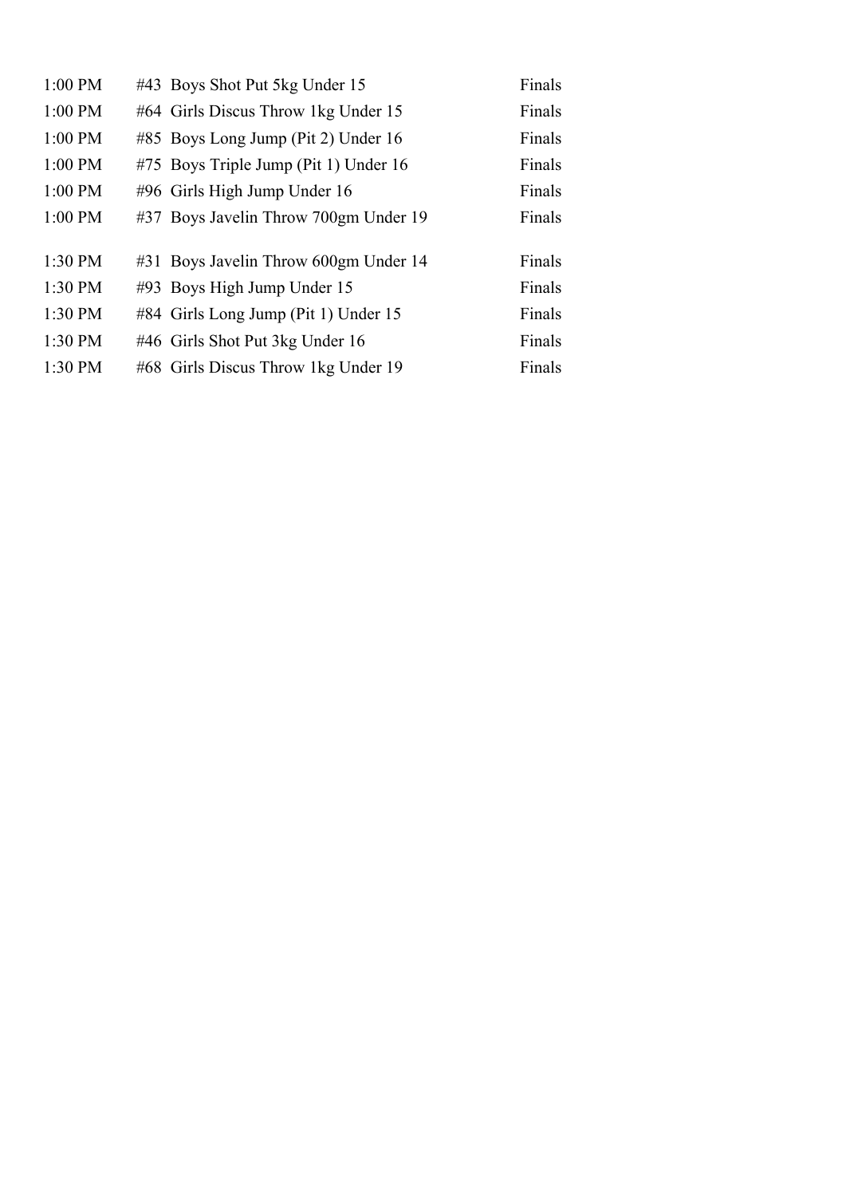| | | |
|---|---|---|
| 1:00 PM | #43 Boys Shot Put 5kg Under 15 | Finals |
| 1:00 PM | #64 Girls Discus Throw 1kg Under 15 | Finals |
| 1:00 PM | #85 Boys Long Jump (Pit 2) Under 16 | Finals |
| 1:00 PM | #75 Boys Triple Jump (Pit 1) Under 16 | Finals |
| 1:00 PM | #96 Girls High Jump Under 16 | Finals |
| 1:00 PM | #37 Boys Javelin Throw 700gm Under 19 | Finals |
| 1:30 PM | #31 Boys Javelin Throw 600gm Under 14 | Finals |
| 1:30 PM | #93 Boys High Jump Under 15 | Finals |
| 1:30 PM | #84 Girls Long Jump (Pit 1) Under 15 | Finals |
| 1:30 PM | #46 Girls Shot Put 3kg Under 16 | Finals |
| 1:30 PM | #68 Girls Discus Throw 1kg Under 19 | Finals |